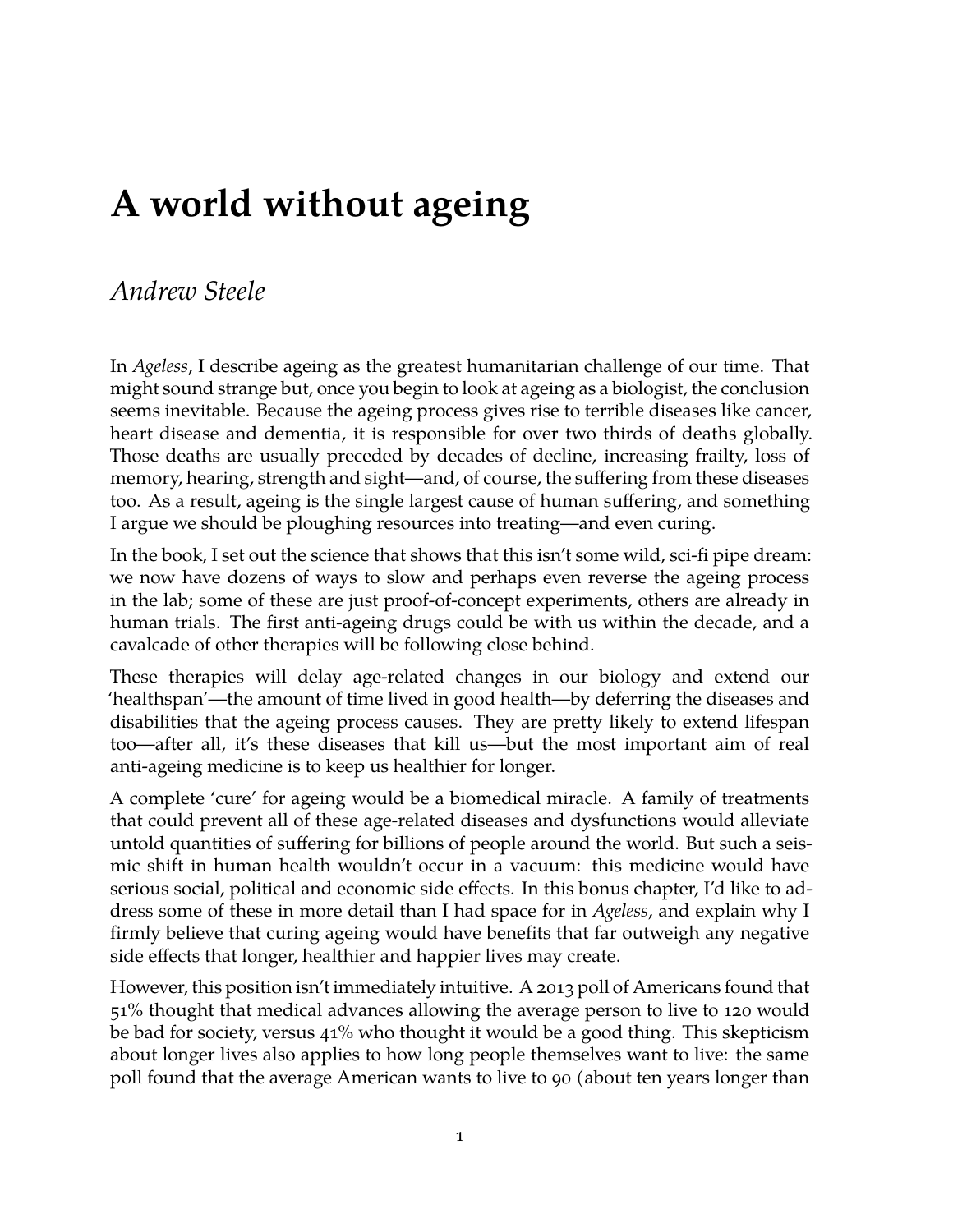# A world without ageing

*Andrew Steele*

In *Ageless*, I describe ageing as the greatest humanitarian challenge of our time. That might sound strange but, once you begin to look at ageing as a biologist, the conclusion seems inevitable. Because the ageing process gives rise to terrible diseases like cancer, heart disease and dementia, it is responsible for over two thirds of deaths globally. Those deaths are usually preceded by decades of decline, increasing frailty, loss of memory, hearing, strength and sight—and, of course, the suffering from these diseases too. As a result, ageing is the single largest cause of human suffering, and something I argue we should be ploughing resources into treating—and even curing.

In the book, I set out the science that shows that this isn't some wild, sci-fi pipe dream: we now have dozens of ways to slow and perhaps even reverse the ageing process in the lab; some of these are just proof-of-concept experiments, others are already in human trials. The first anti-ageing drugs could be with us within the decade, and a cavalcade of other therapies will be following close behind.

These therapies will delay age-related changes in our biology and extend our 'healthspan'—the amount of time lived in good health—by deferring the diseases and disabilities that the ageing process causes. They are pretty likely to extend lifespan too—after all, it's these diseases that kill us—but the most important aim of real anti-ageing medicine is to keep us healthier for longer.

A complete 'cure' for ageing would be a biomedical miracle. A family of treatments that could prevent all of these age-related diseases and dysfunctions would alleviate untold quantities of suffering for billions of people around the world. But such a seismic shift in human health wouldn't occur in a vacuum: this medicine would have serious social, political and economic side effects. In this bonus chapter, I'd like to address some of these in more detail than I had space for in *Ageless*, and explain why I firmly believe that curing ageing would have benefits that far outweigh any negative side effects that longer, healthier and happier lives may create.

However, this position isn't immediately intuitive. A 2013 poll of Americans found that 51% thought that medical advances allowing the average person to live to 120 would be bad for society, versus 41% who thought it would be a good thing. This skepticism about longer lives also applies to how long people themselves want to live: the same poll found that the average American wants to live to 90 (about ten years longer than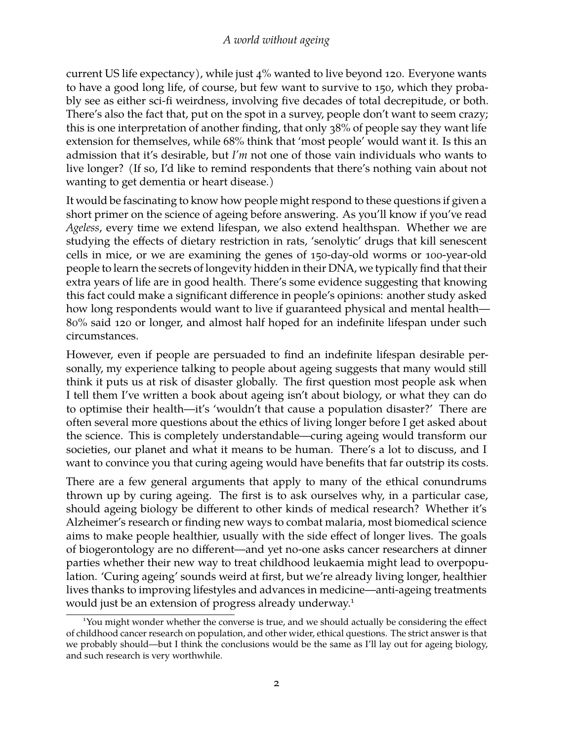current US life expectancy), while just 4% wanted to live beyond 120. Everyone wants to have a good long life, of course, but few want to survive to 150, which they probably see as either sci-fi weirdness, involving five decades of total decrepitude, or both. There's also the fact that, put on the spot in a survey, people don't want to seem crazy; this is one interpretation of another finding, that only 38% of people say they want life extension for themselves, while 68% think that 'most people' would want it. Is this an admission that it's desirable, but *I'm* not one of those vain individuals who wants to live longer? (If so, I'd like to remind respondents that there's nothing vain about not wanting to get dementia or heart disease.)

It would be fascinating to know how people might respond to these questions if given a short primer on the science of ageing before answering. As you'll know if you've read *Ageless*, every time we extend lifespan, we also extend healthspan. Whether we are studying the effects of dietary restriction in rats, 'senolytic' drugs that kill senescent cells in mice, or we are examining the genes of 150-day-old worms or 100-year-old people to learn the secrets of longevity hidden in their DNA, we typically find that their extra years of life are in good health. There's some evidence suggesting that knowing this fact could make a significant difference in people's opinions: another study asked how long respondents would want to live if guaranteed physical and mental health—80% said 120 or longer, and almost half hoped for an indefinite lifespan under such circumstances.

However, even if people are persuaded to find an indefinite lifespan desirable personally, my experience talking to people about ageing suggests that many would still think it puts us at risk of disaster globally. The first question most people ask when I tell them I've written a book about ageing isn't about biology, or what they can do to optimise their health—it's 'wouldn't that cause a population disaster?' There are often several more questions about the ethics of living longer before I get asked about the science. This is completely understandable—curing ageing would transform our societies, our planet and what it means to be human. There's a lot to discuss, and I want to convince you that curing ageing would have benefits that far outstrip its costs.

There are a few general arguments that apply to many of the ethical conundrums thrown up by curing ageing. The first is to ask ourselves why, in a particular case, should ageing biology be different to other kinds of medical research? Whether it's Alzheimer's research or finding new ways to combat malaria, most biomedical science aims to make people healthier, usually with the side effect of longer lives. The goals of biogerontology are no different—and yet no-one asks cancer researchers at dinner parties whether their new way to treat childhood leukaemia might lead to overpopulation. 'Curing ageing' sounds weird at first, but we're already living longer, healthier lives thanks to improving lifestyles and advances in medicine—anti-ageing treatments would just be an extension of progress already underway.[1]

[1] You might wonder whether the converse is true, and we should actually be considering the effect of childhood cancer research on population, and other wider, ethical questions. The strict answer is that we probably should—but I think the conclusions would be the same as I'll lay out for ageing biology, and such research is very worthwhile.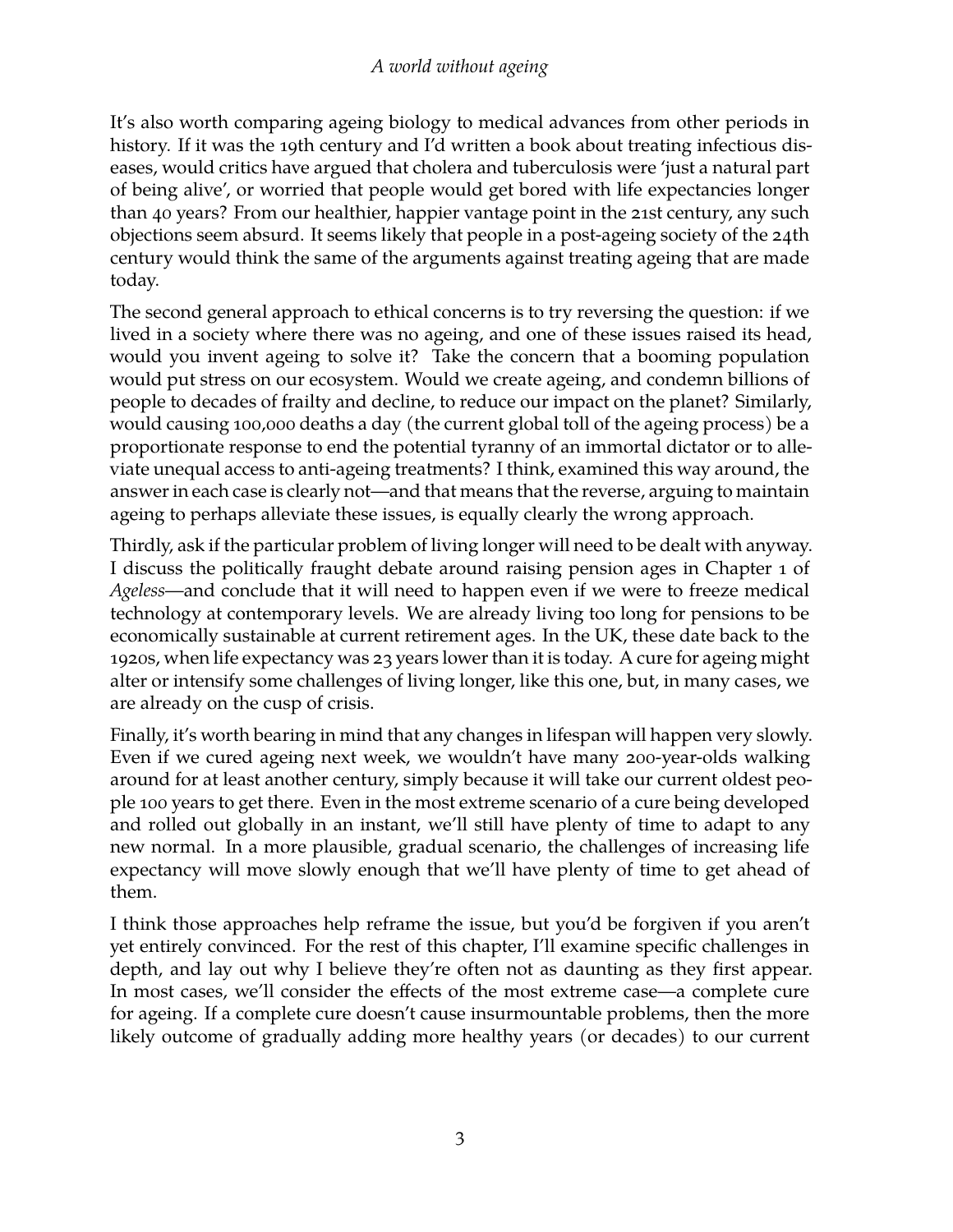It's also worth comparing ageing biology to medical advances from other periods in history. If it was the 19th century and I'd written a book about treating infectious diseases, would critics have argued that cholera and tuberculosis were 'just a natural part of being alive', or worried that people would get bored with life expectancies longer than 40 years? From our healthier, happier vantage point in the 21st century, any such objections seem absurd. It seems likely that people in a post-ageing society of the 24th century would think the same of the arguments against treating ageing that are made today.

The second general approach to ethical concerns is to try reversing the question: if we lived in a society where there was no ageing, and one of these issues raised its head, would you invent ageing to solve it? Take the concern that a booming population would put stress on our ecosystem. Would we create ageing, and condemn billions of people to decades of frailty and decline, to reduce our impact on the planet? Similarly, would causing 100,000 deaths a day (the current global toll of the ageing process) be a proportionate response to end the potential tyranny of an immortal dictator or to alleviate unequal access to anti-ageing treatments? I think, examined this way around, the answer in each case is clearly not—and that means that the reverse, arguing to maintain ageing to perhaps alleviate these issues, is equally clearly the wrong approach.

Thirdly, ask if the particular problem of living longer will need to be dealt with anyway. I discuss the politically fraught debate around raising pension ages in Chapter 1 of *Ageless*—and conclude that it will need to happen even if we were to freeze medical technology at contemporary levels. We are already living too long for pensions to be economically sustainable at current retirement ages. In the UK, these date back to the 1920s, when life expectancy was 23 years lower than it is today. A cure for ageing might alter or intensify some challenges of living longer, like this one, but, in many cases, we are already on the cusp of crisis.

Finally, it's worth bearing in mind that any changes in lifespan will happen very slowly. Even if we cured ageing next week, we wouldn't have many 200-year-olds walking around for at least another century, simply because it will take our current oldest people 100 years to get there. Even in the most extreme scenario of a cure being developed and rolled out globally in an instant, we'll still have plenty of time to adapt to any new normal. In a more plausible, gradual scenario, the challenges of increasing life expectancy will move slowly enough that we'll have plenty of time to get ahead of them.

I think those approaches help reframe the issue, but you'd be forgiven if you aren't yet entirely convinced. For the rest of this chapter, I'll examine specific challenges in depth, and lay out why I believe they're often not as daunting as they first appear. In most cases, we'll consider the effects of the most extreme case—a complete cure for ageing. If a complete cure doesn't cause insurmountable problems, then the more likely outcome of gradually adding more healthy years (or decades) to our current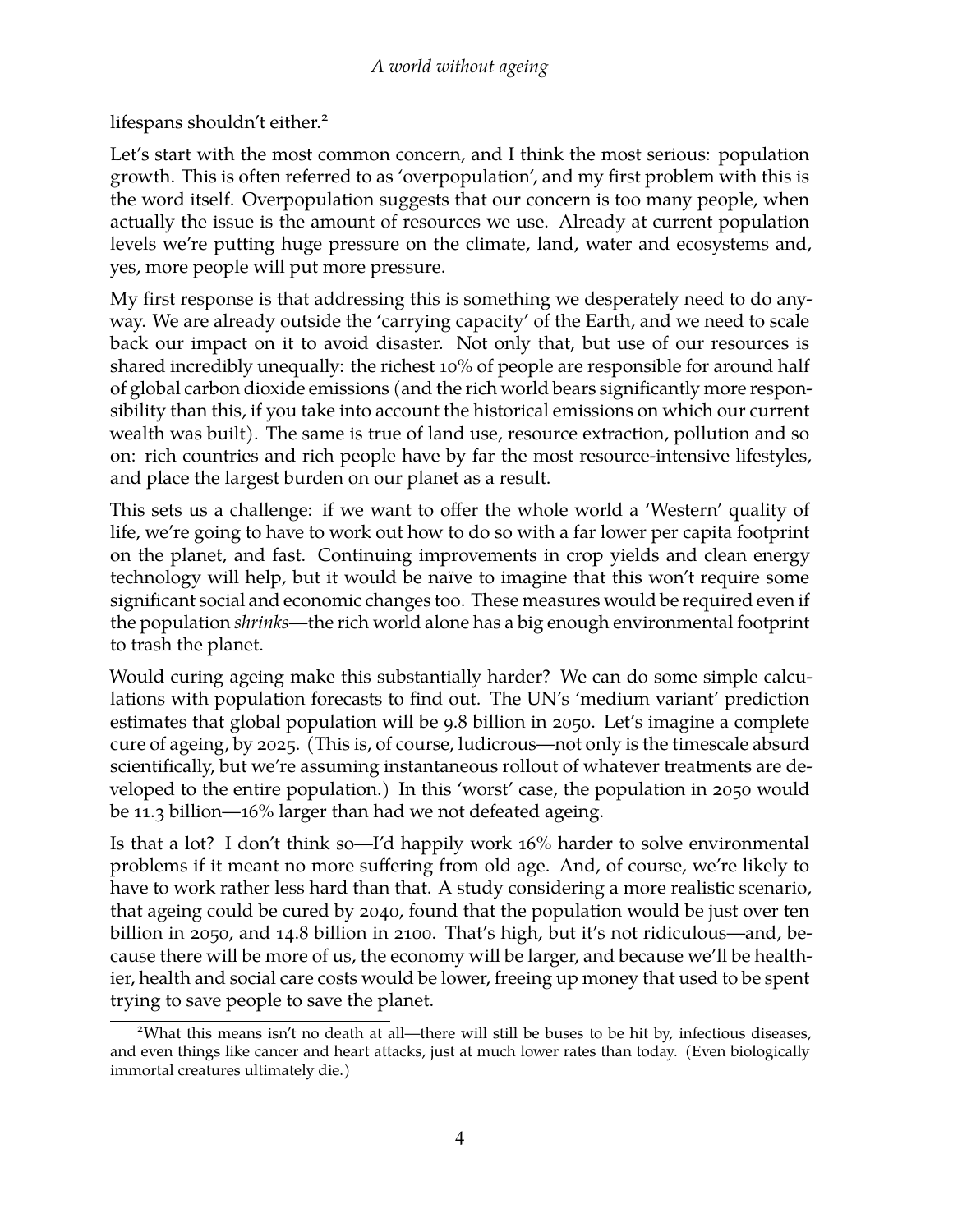lifespans shouldn't either.[2]

Let's start with the most common concern, and I think the most serious: population growth. This is often referred to as 'overpopulation', and my first problem with this is the word itself. Overpopulation suggests that our concern is too many people, when actually the issue is the amount of resources we use. Already at current population levels we're putting huge pressure on the climate, land, water and ecosystems and, yes, more people will put more pressure.

My first response is that addressing this is something we desperately need to do anyway. We are already outside the 'carrying capacity' of the Earth, and we need to scale back our impact on it to avoid disaster. Not only that, but use of our resources is shared incredibly unequally: the richest 10% of people are responsible for around half of global carbon dioxide emissions (and the rich world bears significantly more responsibility than this, if you take into account the historical emissions on which our current wealth was built). The same is true of land use, resource extraction, pollution and so on: rich countries and rich people have by far the most resource-intensive lifestyles, and place the largest burden on our planet as a result.

This sets us a challenge: if we want to offer the whole world a 'Western' quality of life, we're going to have to work out how to do so with a far lower per capita footprint on the planet, and fast. Continuing improvements in crop yields and clean energy technology will help, but it would be naïve to imagine that this won't require some significant social and economic changes too. These measures would be required even if the population *shrinks*—the rich world alone has a big enough environmental footprint to trash the planet.

Would curing ageing make this substantially harder? We can do some simple calculations with population forecasts to find out. The UN's 'medium variant' prediction estimates that global population will be 9.8 billion in 2050. Let's imagine a complete cure of ageing, by 2025. (This is, of course, ludicrous—not only is the timescale absurd scientifically, but we're assuming instantaneous rollout of whatever treatments are developed to the entire population.) In this 'worst' case, the population in 2050 would be 11.3 billion—16% larger than had we not defeated ageing.

Is that a lot? I don't think so—I'd happily work 16% harder to solve environmental problems if it meant no more suffering from old age. And, of course, we're likely to have to work rather less hard than that. A study considering a more realistic scenario, that ageing could be cured by 2040, found that the population would be just over ten billion in 2050, and 14.8 billion in 2100. That's high, but it's not ridiculous—and, because there will be more of us, the economy will be larger, and because we'll be healthier, health and social care costs would be lower, freeing up money that used to be spent trying to save people to save the planet.

[2] What this means isn't no death at all—there will still be buses to be hit by, infectious diseases, and even things like cancer and heart attacks, just at much lower rates than today. (Even biologically immortal creatures ultimately die.)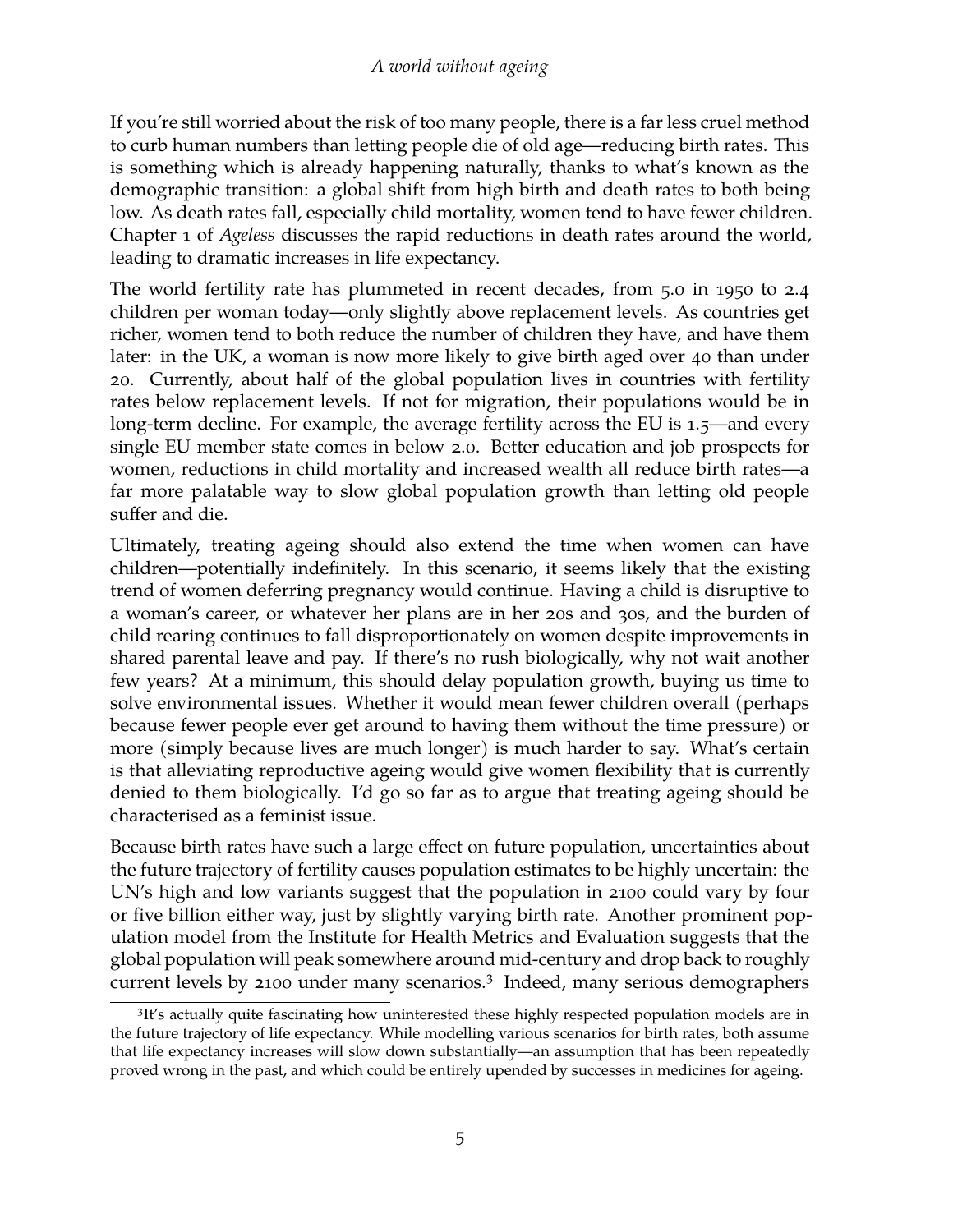If you're still worried about the risk of too many people, there is a far less cruel method to curb human numbers than letting people die of old age—reducing birth rates. This is something which is already happening naturally, thanks to what's known as the demographic transition: a global shift from high birth and death rates to both being low. As death rates fall, especially child mortality, women tend to have fewer children. Chapter 1 of *Ageless* discusses the rapid reductions in death rates around the world, leading to dramatic increases in life expectancy.

The world fertility rate has plummeted in recent decades, from 5.0 in 1950 to 2.4 children per woman today—only slightly above replacement levels. As countries get richer, women tend to both reduce the number of children they have, and have them later: in the UK, a woman is now more likely to give birth aged over 40 than under 20. Currently, about half of the global population lives in countries with fertility rates below replacement levels. If not for migration, their populations would be in long-term decline. For example, the average fertility across the EU is 1.5—and every single EU member state comes in below 2.0. Better education and job prospects for women, reductions in child mortality and increased wealth all reduce birth rates—a far more palatable way to slow global population growth than letting old people suffer and die.

Ultimately, treating ageing should also extend the time when women can have children—potentially indefinitely. In this scenario, it seems likely that the existing trend of women deferring pregnancy would continue. Having a child is disruptive to a woman's career, or whatever her plans are in her 20s and 30s, and the burden of child rearing continues to fall disproportionately on women despite improvements in shared parental leave and pay. If there's no rush biologically, why not wait another few years? At a minimum, this should delay population growth, buying us time to solve environmental issues. Whether it would mean fewer children overall (perhaps because fewer people ever get around to having them without the time pressure) or more (simply because lives are much longer) is much harder to say. What's certain is that alleviating reproductive ageing would give women flexibility that is currently denied to them biologically. I'd go so far as to argue that treating ageing should be characterised as a feminist issue.

Because birth rates have such a large effect on future population, uncertainties about the future trajectory of fertility causes population estimates to be highly uncertain: the UN's high and low variants suggest that the population in 2100 could vary by four or five billion either way, just by slightly varying birth rate. Another prominent population model from the Institute for Health Metrics and Evaluation suggests that the global population will peak somewhere around mid-century and drop back to roughly current levels by 2100 under many scenarios.[3] Indeed, many serious demographers

[3] It's actually quite fascinating how uninterested these highly respected population models are in the future trajectory of life expectancy. While modelling various scenarios for birth rates, both assume that life expectancy increases will slow down substantially—an assumption that has been repeatedly proved wrong in the past, and which could be entirely upended by successes in medicines for ageing.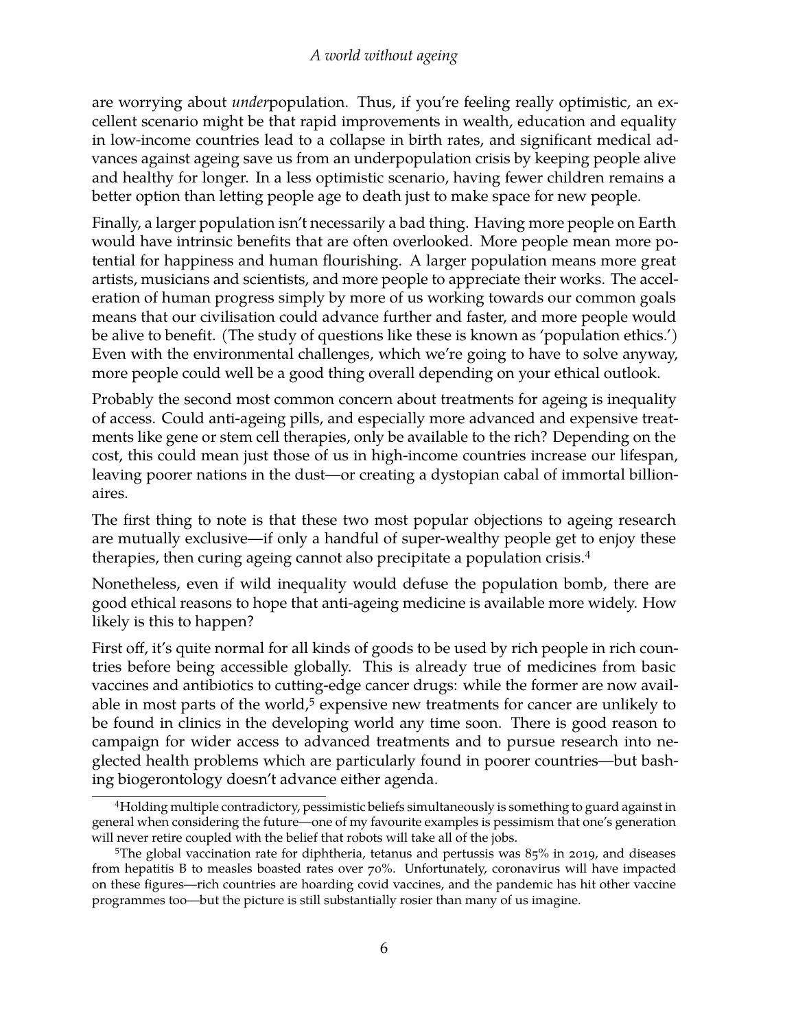are worrying about *under*population. Thus, if you're feeling really optimistic, an excellent scenario might be that rapid improvements in wealth, education and equality in low-income countries lead to a collapse in birth rates, and significant medical advances against ageing save us from an underpopulation crisis by keeping people alive and healthy for longer. In a less optimistic scenario, having fewer children remains a better option than letting people age to death just to make space for new people.

Finally, a larger population isn't necessarily a bad thing. Having more people on Earth would have intrinsic benefits that are often overlooked. More people mean more potential for happiness and human flourishing. A larger population means more great artists, musicians and scientists, and more people to appreciate their works. The acceleration of human progress simply by more of us working towards our common goals means that our civilisation could advance further and faster, and more people would be alive to benefit. (The study of questions like these is known as 'population ethics.') Even with the environmental challenges, which we're going to have to solve anyway, more people could well be a good thing overall depending on your ethical outlook.

Probably the second most common concern about treatments for ageing is inequality of access. Could anti-ageing pills, and especially more advanced and expensive treatments like gene or stem cell therapies, only be available to the rich? Depending on the cost, this could mean just those of us in high-income countries increase our lifespan, leaving poorer nations in the dust—or creating a dystopian cabal of immortal billionaires.

The first thing to note is that these two most popular objections to ageing research are mutually exclusive—if only a handful of super-wealthy people get to enjoy these therapies, then curing ageing cannot also precipitate a population crisis.[4]

Nonetheless, even if wild inequality would defuse the population bomb, there are good ethical reasons to hope that anti-ageing medicine is available more widely. How likely is this to happen?

First off, it's quite normal for all kinds of goods to be used by rich people in rich countries before being accessible globally. This is already true of medicines from basic vaccines and antibiotics to cutting-edge cancer drugs: while the former are now available in most parts of the world,[5] expensive new treatments for cancer are unlikely to be found in clinics in the developing world any time soon. There is good reason to campaign for wider access to advanced treatments and to pursue research into neglected health problems which are particularly found in poorer countries—but bashing biogerontology doesn't advance either agenda.

---

[4] Holding multiple contradictory, pessimistic beliefs simultaneously is something to guard against in general when considering the future—one of my favourite examples is pessimism that one's generation will never retire coupled with the belief that robots will take all of the jobs.

[5] The global vaccination rate for diphtheria, tetanus and pertussis was 85% in 2019, and diseases from hepatitis B to measles boasted rates over 70%. Unfortunately, coronavirus will have impacted on these figures—rich countries are hoarding covid vaccines, and the pandemic has hit other vaccine programmes too—but the picture is still substantially rosier than many of us imagine.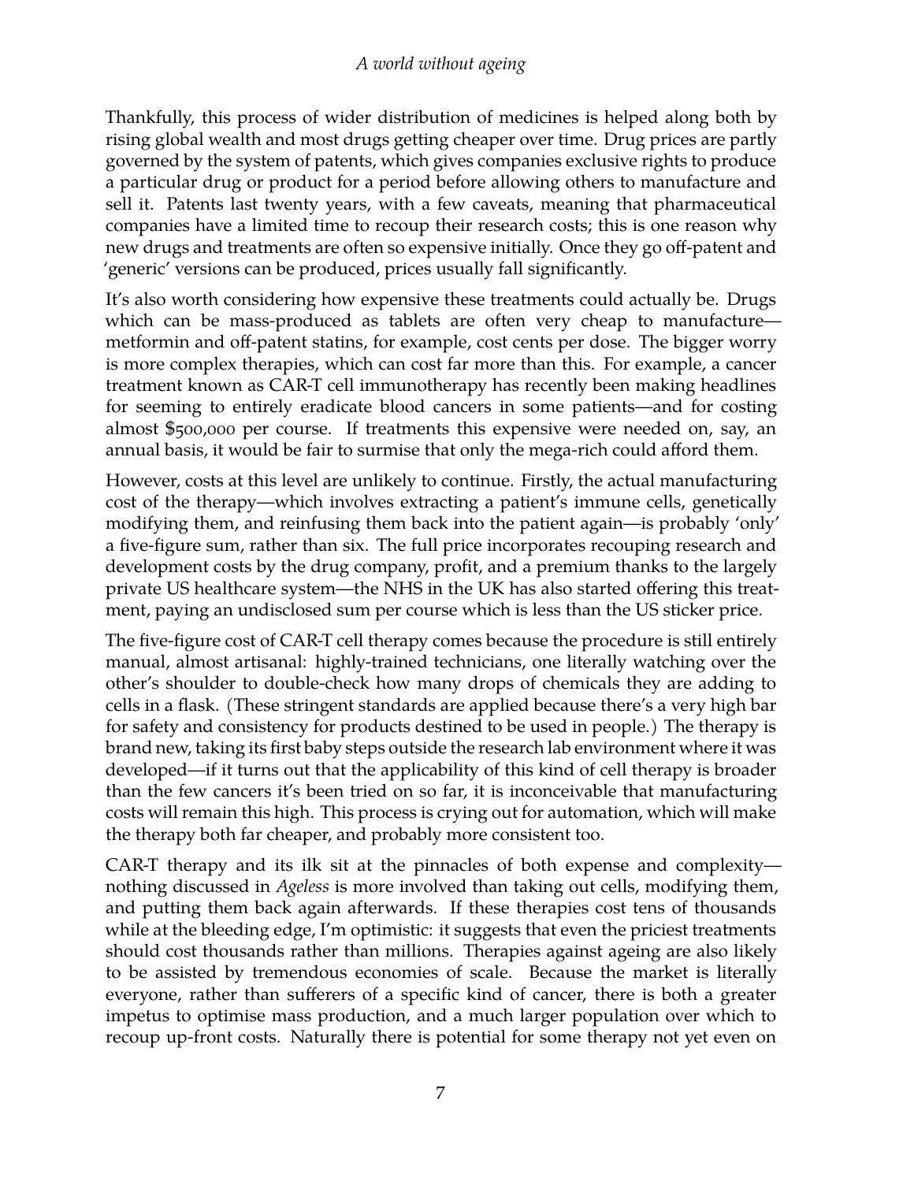Thankfully, this process of wider distribution of medicines is helped along both by rising global wealth and most drugs getting cheaper over time. Drug prices are partly governed by the system of patents, which gives companies exclusive rights to produce a particular drug or product for a period before allowing others to manufacture and sell it. Patents last twenty years, with a few caveats, meaning that pharmaceutical companies have a limited time to recoup their research costs; this is one reason why new drugs and treatments are often so expensive initially. Once they go off-patent and 'generic' versions can be produced, prices usually fall significantly.

It's also worth considering how expensive these treatments could actually be. Drugs which can be mass-produced as tablets are often very cheap to manufacture—metformin and off-patent statins, for example, cost cents per dose. The bigger worry is more complex therapies, which can cost far more than this. For example, a cancer treatment known as CAR-T cell immunotherapy has recently been making headlines for seeming to entirely eradicate blood cancers in some patients—and for costing almost $500,000 per course. If treatments this expensive were needed on, say, an annual basis, it would be fair to surmise that only the mega-rich could afford them.

However, costs at this level are unlikely to continue. Firstly, the actual manufacturing cost of the therapy—which involves extracting a patient's immune cells, genetically modifying them, and reinfusing them back into the patient again—is probably 'only' a five-figure sum, rather than six. The full price incorporates recouping research and development costs by the drug company, profit, and a premium thanks to the largely private US healthcare system—the NHS in the UK has also started offering this treatment, paying an undisclosed sum per course which is less than the US sticker price.

The five-figure cost of CAR-T cell therapy comes because the procedure is still entirely manual, almost artisanal: highly-trained technicians, one literally watching over the other's shoulder to double-check how many drops of chemicals they are adding to cells in a flask. (These stringent standards are applied because there's a very high bar for safety and consistency for products destined to be used in people.) The therapy is brand new, taking its first baby steps outside the research lab environment where it was developed—if it turns out that the applicability of this kind of cell therapy is broader than the few cancers it's been tried on so far, it is inconceivable that manufacturing costs will remain this high. This process is crying out for automation, which will make the therapy both far cheaper, and probably more consistent too.

CAR-T therapy and its ilk sit at the pinnacles of both expense and complexity—nothing discussed in *Ageless* is more involved than taking out cells, modifying them, and putting them back again afterwards. If these therapies cost tens of thousands while at the bleeding edge, I'm optimistic: it suggests that even the priciest treatments should cost thousands rather than millions. Therapies against ageing are also likely to be assisted by tremendous economies of scale. Because the market is literally everyone, rather than sufferers of a specific kind of cancer, there is both a greater impetus to optimise mass production, and a much larger population over which to recoup up-front costs. Naturally there is potential for some therapy not yet even on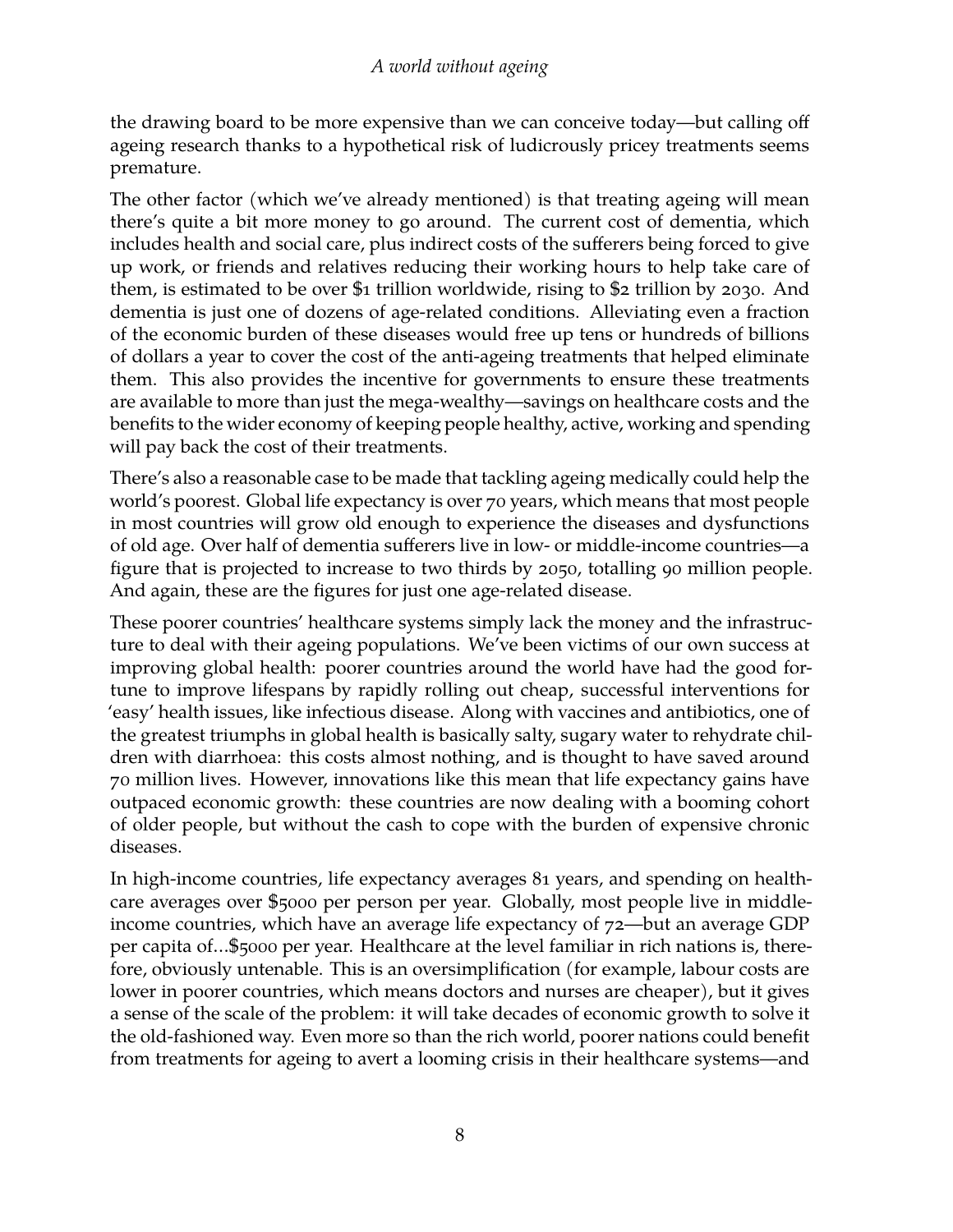the drawing board to be more expensive than we can conceive today—but calling off ageing research thanks to a hypothetical risk of ludicrously pricey treatments seems premature.

The other factor (which we've already mentioned) is that treating ageing will mean there's quite a bit more money to go around. The current cost of dementia, which includes health and social care, plus indirect costs of the sufferers being forced to give up work, or friends and relatives reducing their working hours to help take care of them, is estimated to be over $1 trillion worldwide, rising to $2 trillion by 2030. And dementia is just one of dozens of age-related conditions. Alleviating even a fraction of the economic burden of these diseases would free up tens or hundreds of billions of dollars a year to cover the cost of the anti-ageing treatments that helped eliminate them. This also provides the incentive for governments to ensure these treatments are available to more than just the mega-wealthy—savings on healthcare costs and the benefits to the wider economy of keeping people healthy, active, working and spending will pay back the cost of their treatments.

There's also a reasonable case to be made that tackling ageing medically could help the world's poorest. Global life expectancy is over 70 years, which means that most people in most countries will grow old enough to experience the diseases and dysfunctions of old age. Over half of dementia sufferers live in low- or middle-income countries—a figure that is projected to increase to two thirds by 2050, totalling 90 million people. And again, these are the figures for just one age-related disease.

These poorer countries' healthcare systems simply lack the money and the infrastructure to deal with their ageing populations. We've been victims of our own success at improving global health: poorer countries around the world have had the good fortune to improve lifespans by rapidly rolling out cheap, successful interventions for 'easy' health issues, like infectious disease. Along with vaccines and antibiotics, one of the greatest triumphs in global health is basically salty, sugary water to rehydrate children with diarrhoea: this costs almost nothing, and is thought to have saved around 70 million lives. However, innovations like this mean that life expectancy gains have outpaced economic growth: these countries are now dealing with a booming cohort of older people, but without the cash to cope with the burden of expensive chronic diseases.

In high-income countries, life expectancy averages 81 years, and spending on healthcare averages over $5000 per person per year. Globally, most people live in middle-income countries, which have an average life expectancy of 72—but an average GDP per capita of...$5000 per year. Healthcare at the level familiar in rich nations is, therefore, obviously untenable. This is an oversimplification (for example, labour costs are lower in poorer countries, which means doctors and nurses are cheaper), but it gives a sense of the scale of the problem: it will take decades of economic growth to solve it the old-fashioned way. Even more so than the rich world, poorer nations could benefit from treatments for ageing to avert a looming crisis in their healthcare systems—and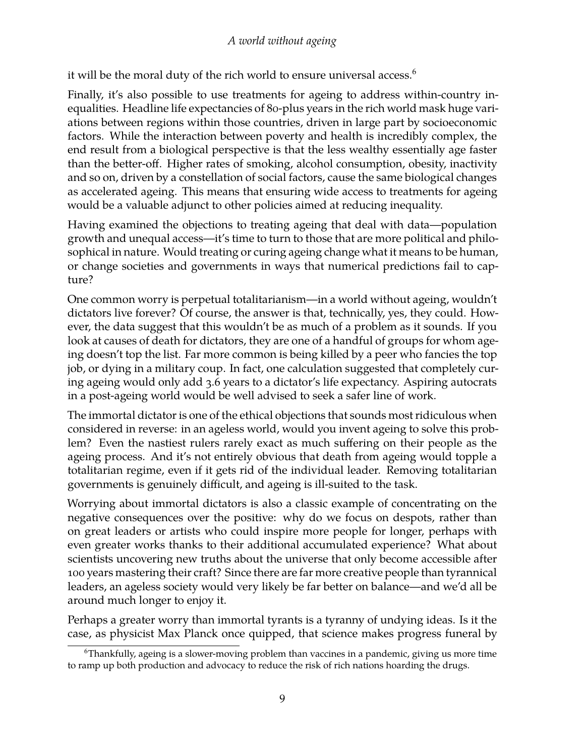it will be the moral duty of the rich world to ensure universal access.[6]

Finally, it's also possible to use treatments for ageing to address within-country inequalities. Headline life expectancies of 80-plus years in the rich world mask huge variations between regions within those countries, driven in large part by socioeconomic factors. While the interaction between poverty and health is incredibly complex, the end result from a biological perspective is that the less wealthy essentially age faster than the better-off. Higher rates of smoking, alcohol consumption, obesity, inactivity and so on, driven by a constellation of social factors, cause the same biological changes as accelerated ageing. This means that ensuring wide access to treatments for ageing would be a valuable adjunct to other policies aimed at reducing inequality.

Having examined the objections to treating ageing that deal with data—population growth and unequal access—it's time to turn to those that are more political and philosophical in nature. Would treating or curing ageing change what it means to be human, or change societies and governments in ways that numerical predictions fail to capture?

One common worry is perpetual totalitarianism—in a world without ageing, wouldn't dictators live forever? Of course, the answer is that, technically, yes, they could. However, the data suggest that this wouldn't be as much of a problem as it sounds. If you look at causes of death for dictators, they are one of a handful of groups for whom ageing doesn't top the list. Far more common is being killed by a peer who fancies the top job, or dying in a military coup. In fact, one calculation suggested that completely curing ageing would only add 3.6 years to a dictator's life expectancy. Aspiring autocrats in a post-ageing world would be well advised to seek a safer line of work.

The immortal dictator is one of the ethical objections that sounds most ridiculous when considered in reverse: in an ageless world, would you invent ageing to solve this problem? Even the nastiest rulers rarely exact as much suffering on their people as the ageing process. And it's not entirely obvious that death from ageing would topple a totalitarian regime, even if it gets rid of the individual leader. Removing totalitarian governments is genuinely difficult, and ageing is ill-suited to the task.

Worrying about immortal dictators is also a classic example of concentrating on the negative consequences over the positive: why do we focus on despots, rather than on great leaders or artists who could inspire more people for longer, perhaps with even greater works thanks to their additional accumulated experience? What about scientists uncovering new truths about the universe that only become accessible after 100 years mastering their craft? Since there are far more creative people than tyrannical leaders, an ageless society would very likely be far better on balance—and we'd all be around much longer to enjoy it.

Perhaps a greater worry than immortal tyrants is a tyranny of undying ideas. Is it the case, as physicist Max Planck once quipped, that science makes progress funeral by

---

[6] Thankfully, ageing is a slower-moving problem than vaccines in a pandemic, giving us more time to ramp up both production and advocacy to reduce the risk of rich nations hoarding the drugs.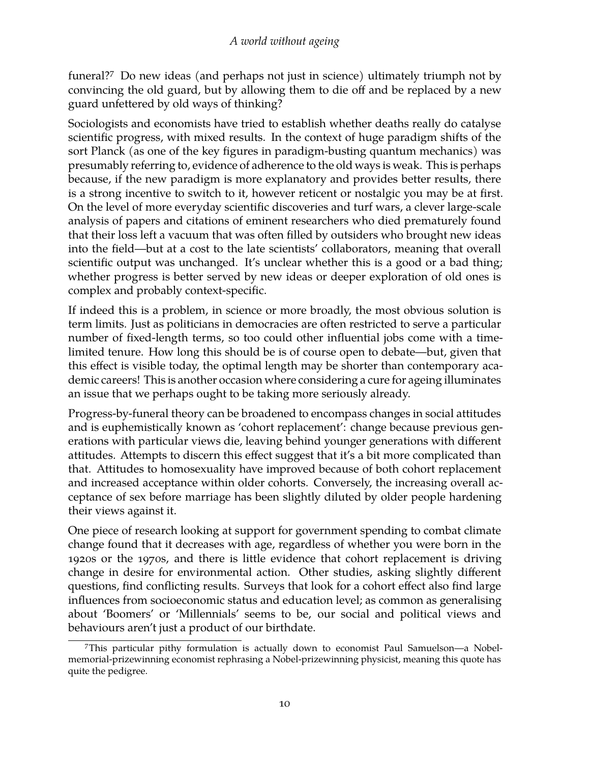funeral?[7] Do new ideas (and perhaps not just in science) ultimately triumph not by convincing the old guard, but by allowing them to die off and be replaced by a new guard unfettered by old ways of thinking?

Sociologists and economists have tried to establish whether deaths really do catalyse scientific progress, with mixed results. In the context of huge paradigm shifts of the sort Planck (as one of the key figures in paradigm-busting quantum mechanics) was presumably referring to, evidence of adherence to the old ways is weak. This is perhaps because, if the new paradigm is more explanatory and provides better results, there is a strong incentive to switch to it, however reticent or nostalgic you may be at first. On the level of more everyday scientific discoveries and turf wars, a clever large-scale analysis of papers and citations of eminent researchers who died prematurely found that their loss left a vacuum that was often filled by outsiders who brought new ideas into the field—but at a cost to the late scientists' collaborators, meaning that overall scientific output was unchanged. It's unclear whether this is a good or a bad thing; whether progress is better served by new ideas or deeper exploration of old ones is complex and probably context-specific.

If indeed this is a problem, in science or more broadly, the most obvious solution is term limits. Just as politicians in democracies are often restricted to serve a particular number of fixed-length terms, so too could other influential jobs come with a time-limited tenure. How long this should be is of course open to debate—but, given that this effect is visible today, the optimal length may be shorter than contemporary academic careers! This is another occasion where considering a cure for ageing illuminates an issue that we perhaps ought to be taking more seriously already.

Progress-by-funeral theory can be broadened to encompass changes in social attitudes and is euphemistically known as 'cohort replacement': change because previous generations with particular views die, leaving behind younger generations with different attitudes. Attempts to discern this effect suggest that it's a bit more complicated than that. Attitudes to homosexuality have improved because of both cohort replacement and increased acceptance within older cohorts. Conversely, the increasing overall acceptance of sex before marriage has been slightly diluted by older people hardening their views against it.

One piece of research looking at support for government spending to combat climate change found that it decreases with age, regardless of whether you were born in the 1920s or the 1970s, and there is little evidence that cohort replacement is driving change in desire for environmental action. Other studies, asking slightly different questions, find conflicting results. Surveys that look for a cohort effect also find large influences from socioeconomic status and education level; as common as generalising about 'Boomers' or 'Millennials' seems to be, our social and political views and behaviours aren't just a product of our birthdate.

[7] This particular pithy formulation is actually down to economist Paul Samuelson—a Nobel-memorial-prizewinning economist rephrasing a Nobel-prizewinning physicist, meaning this quote has quite the pedigree.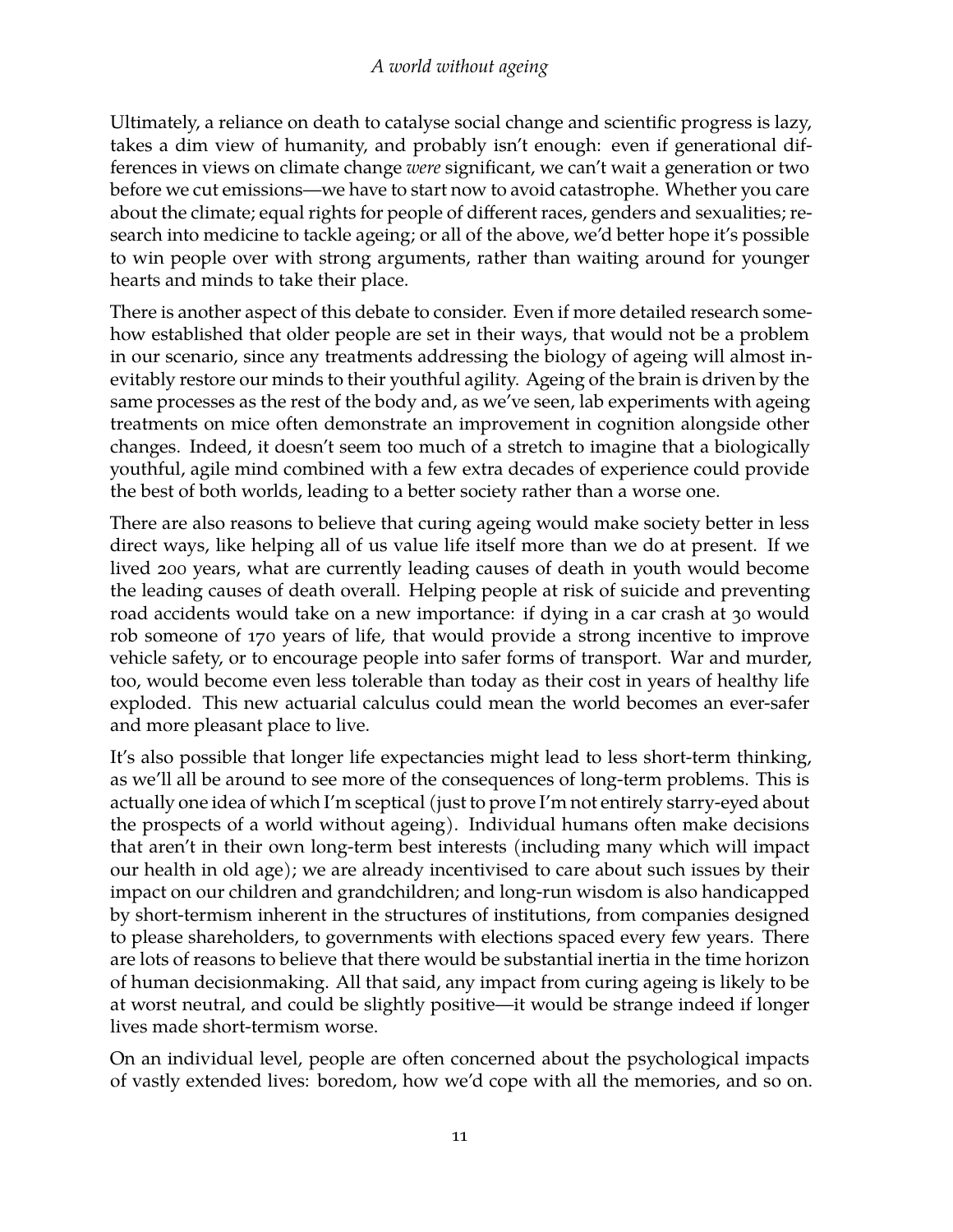Ultimately, a reliance on death to catalyse social change and scientific progress is lazy, takes a dim view of humanity, and probably isn't enough: even if generational differences in views on climate change *were* significant, we can't wait a generation or two before we cut emissions—we have to start now to avoid catastrophe. Whether you care about the climate; equal rights for people of different races, genders and sexualities; research into medicine to tackle ageing; or all of the above, we'd better hope it's possible to win people over with strong arguments, rather than waiting around for younger hearts and minds to take their place.

There is another aspect of this debate to consider. Even if more detailed research somehow established that older people are set in their ways, that would not be a problem in our scenario, since any treatments addressing the biology of ageing will almost inevitably restore our minds to their youthful agility. Ageing of the brain is driven by the same processes as the rest of the body and, as we've seen, lab experiments with ageing treatments on mice often demonstrate an improvement in cognition alongside other changes. Indeed, it doesn't seem too much of a stretch to imagine that a biologically youthful, agile mind combined with a few extra decades of experience could provide the best of both worlds, leading to a better society rather than a worse one.

There are also reasons to believe that curing ageing would make society better in less direct ways, like helping all of us value life itself more than we do at present. If we lived 200 years, what are currently leading causes of death in youth would become the leading causes of death overall. Helping people at risk of suicide and preventing road accidents would take on a new importance: if dying in a car crash at 30 would rob someone of 170 years of life, that would provide a strong incentive to improve vehicle safety, or to encourage people into safer forms of transport. War and murder, too, would become even less tolerable than today as their cost in years of healthy life exploded. This new actuarial calculus could mean the world becomes an ever-safer and more pleasant place to live.

It's also possible that longer life expectancies might lead to less short-term thinking, as we'll all be around to see more of the consequences of long-term problems. This is actually one idea of which I'm sceptical (just to prove I'm not entirely starry-eyed about the prospects of a world without ageing). Individual humans often make decisions that aren't in their own long-term best interests (including many which will impact our health in old age); we are already incentivised to care about such issues by their impact on our children and grandchildren; and long-run wisdom is also handicapped by short-termism inherent in the structures of institutions, from companies designed to please shareholders, to governments with elections spaced every few years. There are lots of reasons to believe that there would be substantial inertia in the time horizon of human decisionmaking. All that said, any impact from curing ageing is likely to be at worst neutral, and could be slightly positive—it would be strange indeed if longer lives made short-termism worse.

On an individual level, people are often concerned about the psychological impacts of vastly extended lives: boredom, how we'd cope with all the memories, and so on.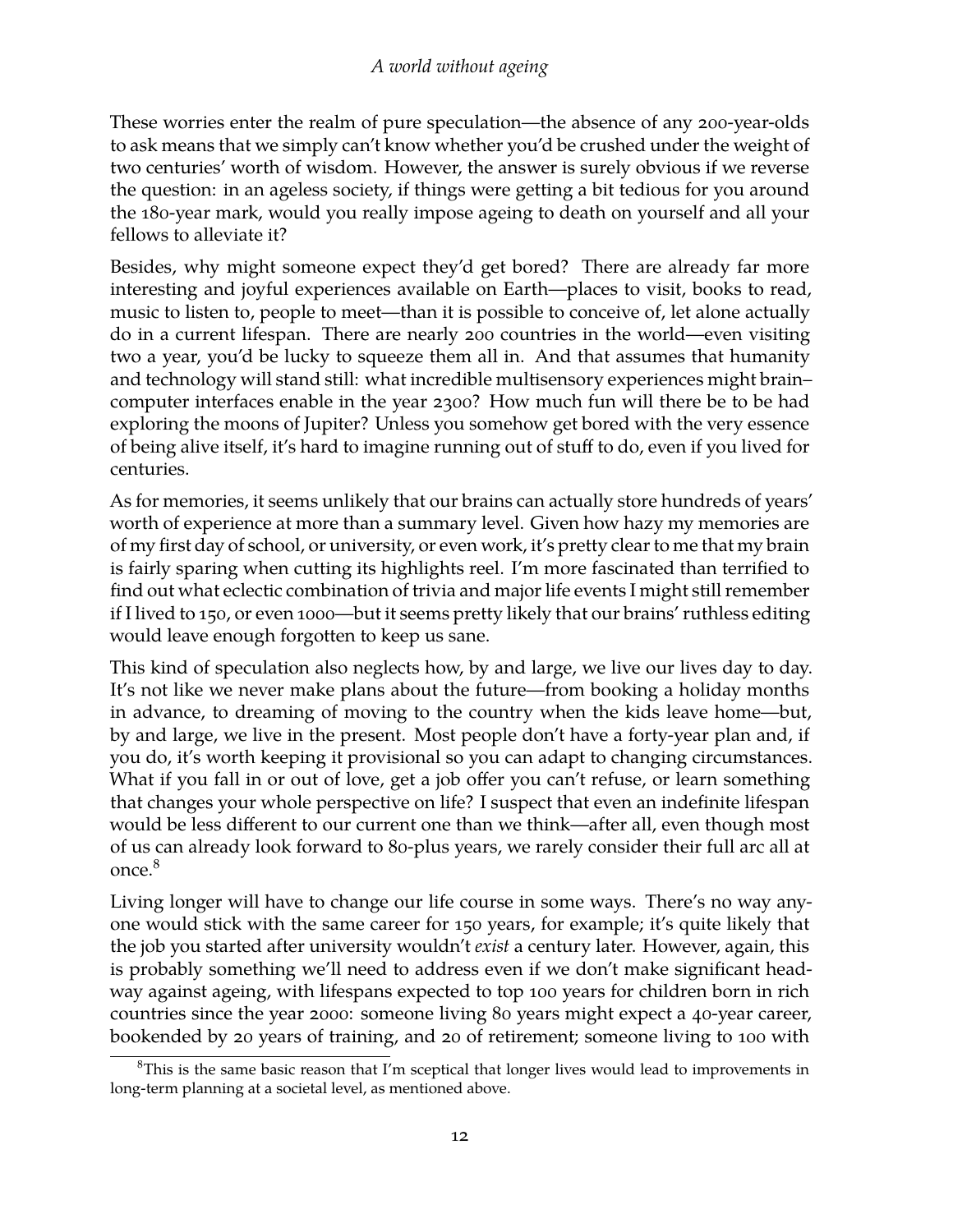These worries enter the realm of pure speculation—the absence of any 200-year-olds to ask means that we simply can't know whether you'd be crushed under the weight of two centuries' worth of wisdom. However, the answer is surely obvious if we reverse the question: in an ageless society, if things were getting a bit tedious for you around the 180-year mark, would you really impose ageing to death on yourself and all your fellows to alleviate it?

Besides, why might someone expect they'd get bored? There are already far more interesting and joyful experiences available on Earth—places to visit, books to read, music to listen to, people to meet—than it is possible to conceive of, let alone actually do in a current lifespan. There are nearly 200 countries in the world—even visiting two a year, you'd be lucky to squeeze them all in. And that assumes that humanity and technology will stand still: what incredible multisensory experiences might brain–computer interfaces enable in the year 2300? How much fun will there be to be had exploring the moons of Jupiter? Unless you somehow get bored with the very essence of being alive itself, it's hard to imagine running out of stuff to do, even if you lived for centuries.

As for memories, it seems unlikely that our brains can actually store hundreds of years' worth of experience at more than a summary level. Given how hazy my memories are of my first day of school, or university, or even work, it's pretty clear to me that my brain is fairly sparing when cutting its highlights reel. I'm more fascinated than terrified to find out what eclectic combination of trivia and major life events I might still remember if I lived to 150, or even 1000—but it seems pretty likely that our brains' ruthless editing would leave enough forgotten to keep us sane.

This kind of speculation also neglects how, by and large, we live our lives day to day. It's not like we never make plans about the future—from booking a holiday months in advance, to dreaming of moving to the country when the kids leave home—but, by and large, we live in the present. Most people don't have a forty-year plan and, if you do, it's worth keeping it provisional so you can adapt to changing circumstances. What if you fall in or out of love, get a job offer you can't refuse, or learn something that changes your whole perspective on life? I suspect that even an indefinite lifespan would be less different to our current one than we think—after all, even though most of us can already look forward to 80-plus years, we rarely consider their full arc all at once.[8]

Living longer will have to change our life course in some ways. There's no way anyone would stick with the same career for 150 years, for example; it's quite likely that the job you started after university wouldn't *exist* a century later. However, again, this is probably something we'll need to address even if we don't make significant headway against ageing, with lifespans expected to top 100 years for children born in rich countries since the year 2000: someone living 80 years might expect a 40-year career, bookended by 20 years of training, and 20 of retirement; someone living to 100 with

[8] This is the same basic reason that I'm sceptical that longer lives would lead to improvements in long-term planning at a societal level, as mentioned above.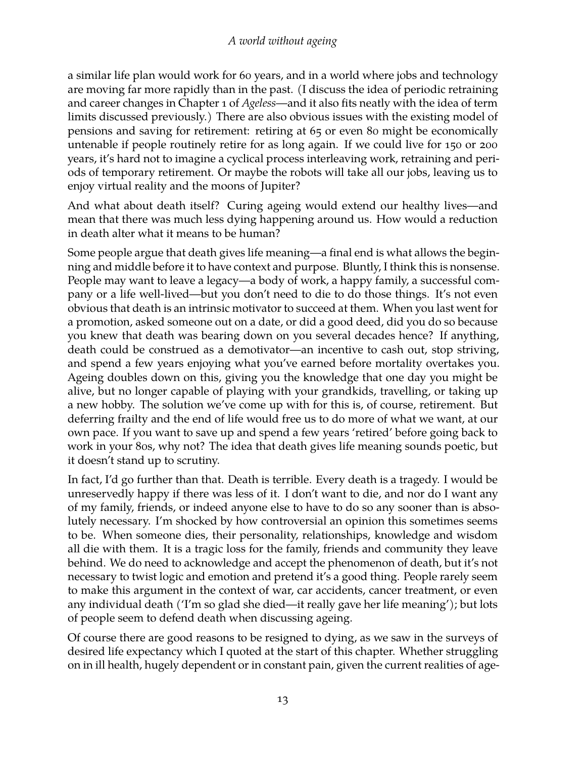a similar life plan would work for 60 years, and in a world where jobs and technology are moving far more rapidly than in the past. (I discuss the idea of periodic retraining and career changes in Chapter 1 of *Ageless*—and it also fits neatly with the idea of term limits discussed previously.) There are also obvious issues with the existing model of pensions and saving for retirement: retiring at 65 or even 80 might be economically untenable if people routinely retire for as long again. If we could live for 150 or 200 years, it's hard not to imagine a cyclical process interleaving work, retraining and periods of temporary retirement. Or maybe the robots will take all our jobs, leaving us to enjoy virtual reality and the moons of Jupiter?

And what about death itself? Curing ageing would extend our healthy lives—and mean that there was much less dying happening around us. How would a reduction in death alter what it means to be human?

Some people argue that death gives life meaning—a final end is what allows the beginning and middle before it to have context and purpose. Bluntly, I think this is nonsense. People may want to leave a legacy—a body of work, a happy family, a successful company or a life well-lived—but you don't need to die to do those things. It's not even obvious that death is an intrinsic motivator to succeed at them. When you last went for a promotion, asked someone out on a date, or did a good deed, did you do so because you knew that death was bearing down on you several decades hence? If anything, death could be construed as a demotivator—an incentive to cash out, stop striving, and spend a few years enjoying what you've earned before mortality overtakes you. Ageing doubles down on this, giving you the knowledge that one day you might be alive, but no longer capable of playing with your grandkids, travelling, or taking up a new hobby. The solution we've come up with for this is, of course, retirement. But deferring frailty and the end of life would free us to do more of what we want, at our own pace. If you want to save up and spend a few years 'retired' before going back to work in your 80s, why not? The idea that death gives life meaning sounds poetic, but it doesn't stand up to scrutiny.

In fact, I'd go further than that. Death is terrible. Every death is a tragedy. I would be unreservedly happy if there was less of it. I don't want to die, and nor do I want any of my family, friends, or indeed anyone else to have to do so any sooner than is absolutely necessary. I'm shocked by how controversial an opinion this sometimes seems to be. When someone dies, their personality, relationships, knowledge and wisdom all die with them. It is a tragic loss for the family, friends and community they leave behind. We do need to acknowledge and accept the phenomenon of death, but it's not necessary to twist logic and emotion and pretend it's a good thing. People rarely seem to make this argument in the context of war, car accidents, cancer treatment, or even any individual death ('I'm so glad she died—it really gave her life meaning'); but lots of people seem to defend death when discussing ageing.

Of course there are good reasons to be resigned to dying, as we saw in the surveys of desired life expectancy which I quoted at the start of this chapter. Whether struggling on in ill health, hugely dependent or in constant pain, given the current realities of age-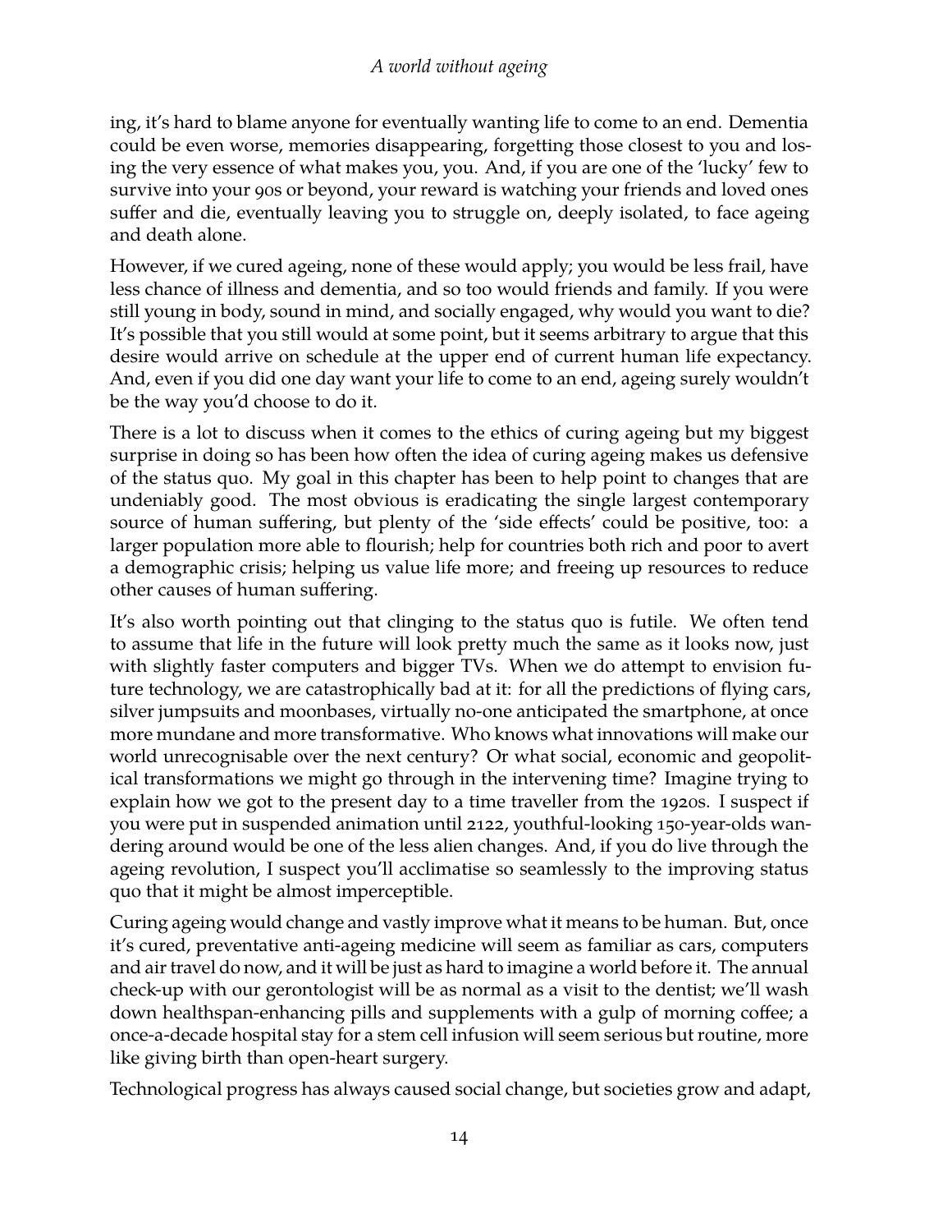ing, it's hard to blame anyone for eventually wanting life to come to an end. Dementia could be even worse, memories disappearing, forgetting those closest to you and losing the very essence of what makes you, you. And, if you are one of the 'lucky' few to survive into your 90s or beyond, your reward is watching your friends and loved ones suffer and die, eventually leaving you to struggle on, deeply isolated, to face ageing and death alone.

However, if we cured ageing, none of these would apply; you would be less frail, have less chance of illness and dementia, and so too would friends and family. If you were still young in body, sound in mind, and socially engaged, why would you want to die? It's possible that you still would at some point, but it seems arbitrary to argue that this desire would arrive on schedule at the upper end of current human life expectancy. And, even if you did one day want your life to come to an end, ageing surely wouldn't be the way you'd choose to do it.

There is a lot to discuss when it comes to the ethics of curing ageing but my biggest surprise in doing so has been how often the idea of curing ageing makes us defensive of the status quo. My goal in this chapter has been to help point to changes that are undeniably good. The most obvious is eradicating the single largest contemporary source of human suffering, but plenty of the 'side effects' could be positive, too: a larger population more able to flourish; help for countries both rich and poor to avert a demographic crisis; helping us value life more; and freeing up resources to reduce other causes of human suffering.

It's also worth pointing out that clinging to the status quo is futile. We often tend to assume that life in the future will look pretty much the same as it looks now, just with slightly faster computers and bigger TVs. When we do attempt to envision future technology, we are catastrophically bad at it: for all the predictions of flying cars, silver jumpsuits and moonbases, virtually no-one anticipated the smartphone, at once more mundane and more transformative. Who knows what innovations will make our world unrecognisable over the next century? Or what social, economic and geopolitical transformations we might go through in the intervening time? Imagine trying to explain how we got to the present day to a time traveller from the 1920s. I suspect if you were put in suspended animation until 2122, youthful-looking 150-year-olds wandering around would be one of the less alien changes. And, if you do live through the ageing revolution, I suspect you'll acclimatise so seamlessly to the improving status quo that it might be almost imperceptible.

Curing ageing would change and vastly improve what it means to be human. But, once it's cured, preventative anti-ageing medicine will seem as familiar as cars, computers and air travel do now, and it will be just as hard to imagine a world before it. The annual check-up with our gerontologist will be as normal as a visit to the dentist; we'll wash down healthspan-enhancing pills and supplements with a gulp of morning coffee; a once-a-decade hospital stay for a stem cell infusion will seem serious but routine, more like giving birth than open-heart surgery.

Technological progress has always caused social change, but societies grow and adapt,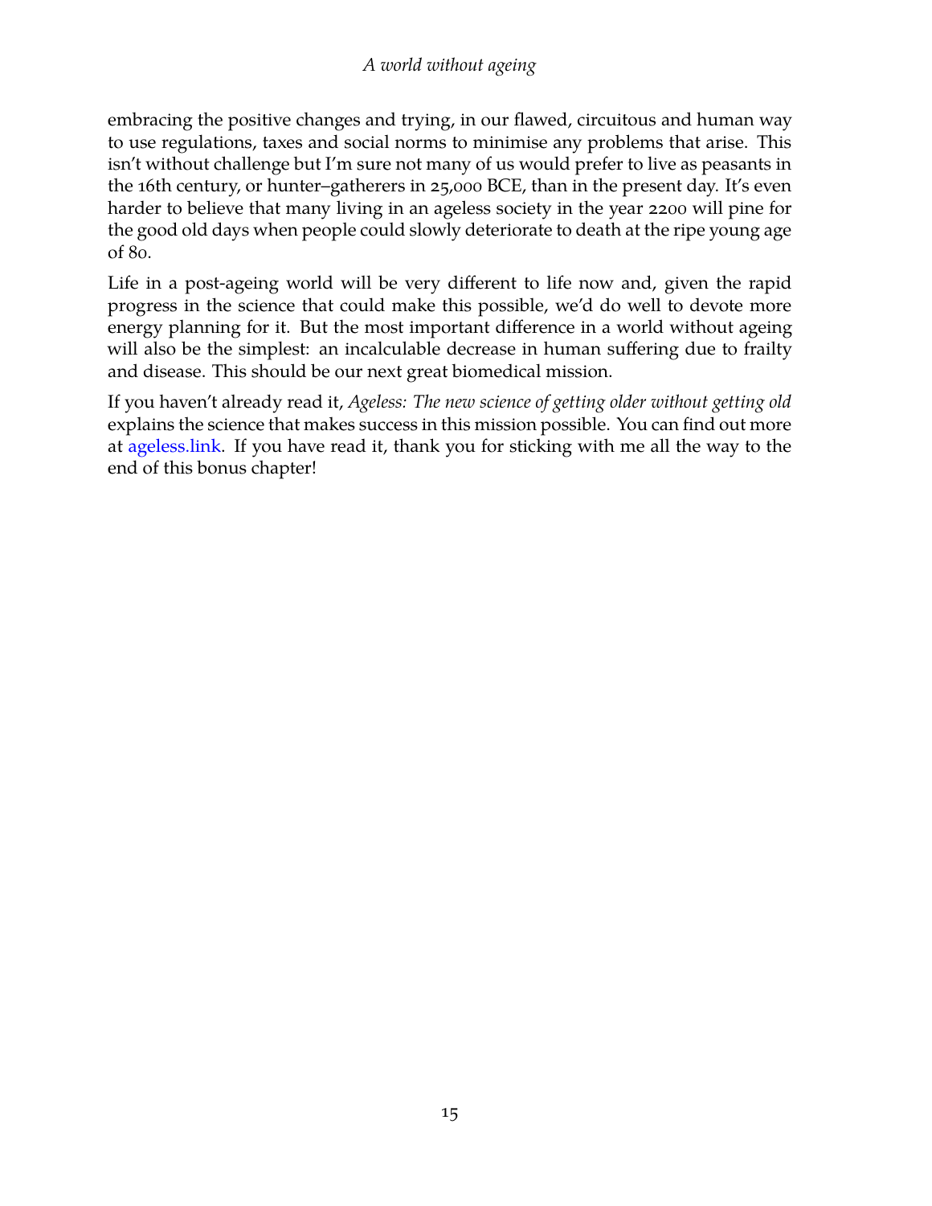embracing the positive changes and trying, in our flawed, circuitous and human way to use regulations, taxes and social norms to minimise any problems that arise. This isn't without challenge but I'm sure not many of us would prefer to live as peasants in the 16th century, or hunter–gatherers in 25,000 BCE, than in the present day. It's even harder to believe that many living in an ageless society in the year 2200 will pine for the good old days when people could slowly deteriorate to death at the ripe young age of 80.

Life in a post-ageing world will be very different to life now and, given the rapid progress in the science that could make this possible, we'd do well to devote more energy planning for it. But the most important difference in a world without ageing will also be the simplest: an incalculable decrease in human suffering due to frailty and disease. This should be our next great biomedical mission.

If you haven't already read it, *Ageless: The new science of getting older without getting old* explains the science that makes success in this mission possible. You can find out more at [ageless.link](ageless.link). If you have read it, thank you for sticking with me all the way to the end of this bonus chapter!